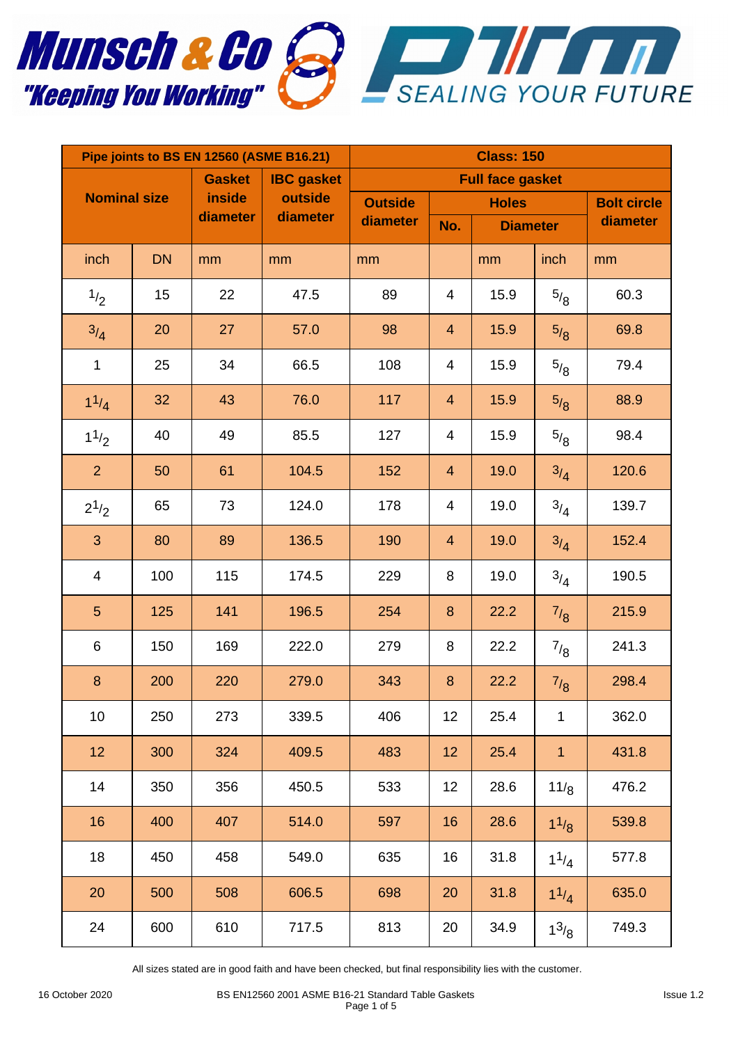**Munsch & Co** "Keeping You Working"

**PTM** SEALING YOUR FUTURE

| Pipe joints to BS EN 12560 (ASME B16.21) | | | | Class: 150 | | | | |
|---|---|---|---|---|---|---|---|---|
| Nominal size | | Gasket inside diameter | IBC gasket outside diameter | Full face gasket | | | | |
| | | | | Outside diameter | Holes | | | Bolt circle diameter |
| | | | | | No. | Diameter | | |
| inch | DN | mm | mm | mm | | mm | inch | mm |
| 1/2 | 15 | 22 | 47.5 | 89 | 4 | 15.9 | 5/8 | 60.3 |
| 3/4 | 20 | 27 | 57.0 | 98 | 4 | 15.9 | 5/8 | 69.8 |
| 1 | 25 | 34 | 66.5 | 108 | 4 | 15.9 | 5/8 | 79.4 |
| 1 1/4 | 32 | 43 | 76.0 | 117 | 4 | 15.9 | 5/8 | 88.9 |
| 1 1/2 | 40 | 49 | 85.5 | 127 | 4 | 15.9 | 5/8 | 98.4 |
| 2 | 50 | 61 | 104.5 | 152 | 4 | 19.0 | 3/4 | 120.6 |
| 2 1/2 | 65 | 73 | 124.0 | 178 | 4 | 19.0 | 3/4 | 139.7 |
| 3 | 80 | 89 | 136.5 | 190 | 4 | 19.0 | 3/4 | 152.4 |
| 4 | 100 | 115 | 174.5 | 229 | 8 | 19.0 | 3/4 | 190.5 |
| 5 | 125 | 141 | 196.5 | 254 | 8 | 22.2 | 7/8 | 215.9 |
| 6 | 150 | 169 | 222.0 | 279 | 8 | 22.2 | 7/8 | 241.3 |
| 8 | 200 | 220 | 279.0 | 343 | 8 | 22.2 | 7/8 | 298.4 |
| 10 | 250 | 273 | 339.5 | 406 | 12 | 25.4 | 1 | 362.0 |
| 12 | 300 | 324 | 409.5 | 483 | 12 | 25.4 | 1 | 431.8 |
| 14 | 350 | 356 | 450.5 | 533 | 12 | 28.6 | 11/8 | 476.2 |
| 16 | 400 | 407 | 514.0 | 597 | 16 | 28.6 | 1 1/8 | 539.8 |
| 18 | 450 | 458 | 549.0 | 635 | 16 | 31.8 | 1 1/4 | 577.8 |
| 20 | 500 | 508 | 606.5 | 698 | 20 | 31.8 | 1 1/4 | 635.0 |
| 24 | 600 | 610 | 717.5 | 813 | 20 | 34.9 | 1 3/8 | 749.3 |

All sizes stated are in good faith and have been checked, but final responsibility lies with the customer.

16 October 2020 — BS EN12560 2001 ASME B16-21 Standard Table Gaskets — Issue 1.2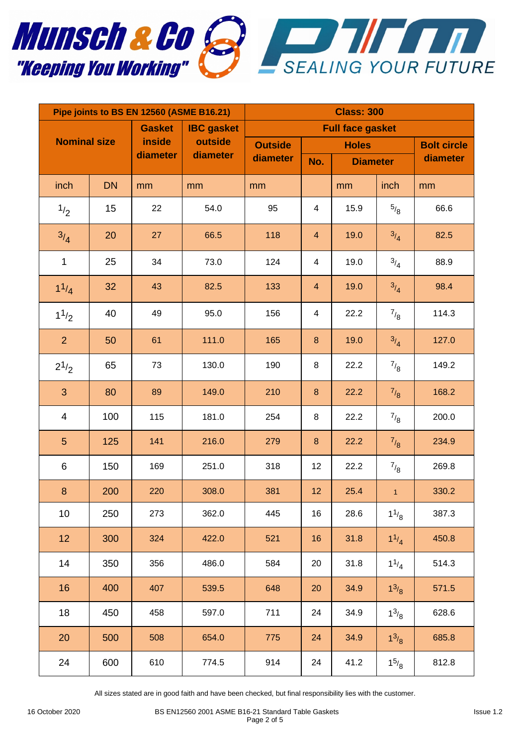Munsch & Co "Keeping You Working"

PTM SEALING YOUR FUTURE

| Pipe joints to BS EN 12560 (ASME B16.21) | | | | Class: 300 | | | | |
|---|---|---|---|---|---|---|---|---|
| Nominal size | | Gasket inside diameter | IBC gasket outside diameter | Full face gasket | | | | |
| | | | | Outside diameter | Holes | | | Bolt circle diameter |
| | | | | | No. | Diameter | | |
| inch | DN | mm | mm | mm | | mm | inch | mm |
| 1/2 | 15 | 22 | 54.0 | 95 | 4 | 15.9 | 5/8 | 66.6 |
| 3/4 | 20 | 27 | 66.5 | 118 | 4 | 19.0 | 3/4 | 82.5 |
| 1 | 25 | 34 | 73.0 | 124 | 4 | 19.0 | 3/4 | 88.9 |
| 1 1/4 | 32 | 43 | 82.5 | 133 | 4 | 19.0 | 3/4 | 98.4 |
| 1 1/2 | 40 | 49 | 95.0 | 156 | 4 | 22.2 | 7/8 | 114.3 |
| 2 | 50 | 61 | 111.0 | 165 | 8 | 19.0 | 3/4 | 127.0 |
| 2 1/2 | 65 | 73 | 130.0 | 190 | 8 | 22.2 | 7/8 | 149.2 |
| 3 | 80 | 89 | 149.0 | 210 | 8 | 22.2 | 7/8 | 168.2 |
| 4 | 100 | 115 | 181.0 | 254 | 8 | 22.2 | 7/8 | 200.0 |
| 5 | 125 | 141 | 216.0 | 279 | 8 | 22.2 | 7/8 | 234.9 |
| 6 | 150 | 169 | 251.0 | 318 | 12 | 22.2 | 7/8 | 269.8 |
| 8 | 200 | 220 | 308.0 | 381 | 12 | 25.4 | 1 | 330.2 |
| 10 | 250 | 273 | 362.0 | 445 | 16 | 28.6 | 1 1/8 | 387.3 |
| 12 | 300 | 324 | 422.0 | 521 | 16 | 31.8 | 1 1/4 | 450.8 |
| 14 | 350 | 356 | 486.0 | 584 | 20 | 31.8 | 1 1/4 | 514.3 |
| 16 | 400 | 407 | 539.5 | 648 | 20 | 34.9 | 1 3/8 | 571.5 |
| 18 | 450 | 458 | 597.0 | 711 | 24 | 34.9 | 1 3/8 | 628.6 |
| 20 | 500 | 508 | 654.0 | 775 | 24 | 34.9 | 1 3/8 | 685.8 |
| 24 | 600 | 610 | 774.5 | 914 | 24 | 41.2 | 1 5/8 | 812.8 |

All sizes stated are in good faith and have been checked, but final responsibility lies with the customer.

16 October 2020 — BS EN12560 2001 ASME B16-21 Standard Table Gaskets — Issue 1.2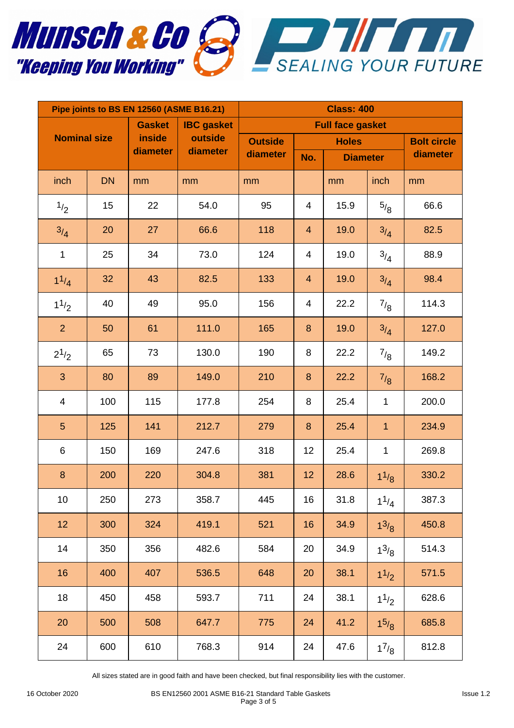Munsch & Co "Keeping You Working"

PTM SEALING YOUR FUTURE

| Pipe joints to BS EN 12560 (ASME B16.21) | | | | Class: 400 | | | | |
|---|---|---|---|---|---|---|---|---|
| Nominal size | | Gasket inside diameter | IBC gasket outside diameter | Full face gasket | | | | |
| | | | | Outside diameter | Holes | | | Bolt circle diameter |
| | | | | | No. | Diameter | | |
| inch | DN | mm | mm | mm | | mm | inch | mm |
| 1/2 | 15 | 22 | 54.0 | 95 | 4 | 15.9 | 5/8 | 66.6 |
| 3/4 | 20 | 27 | 66.6 | 118 | 4 | 19.0 | 3/4 | 82.5 |
| 1 | 25 | 34 | 73.0 | 124 | 4 | 19.0 | 3/4 | 88.9 |
| 1 1/4 | 32 | 43 | 82.5 | 133 | 4 | 19.0 | 3/4 | 98.4 |
| 1 1/2 | 40 | 49 | 95.0 | 156 | 4 | 22.2 | 7/8 | 114.3 |
| 2 | 50 | 61 | 111.0 | 165 | 8 | 19.0 | 3/4 | 127.0 |
| 2 1/2 | 65 | 73 | 130.0 | 190 | 8 | 22.2 | 7/8 | 149.2 |
| 3 | 80 | 89 | 149.0 | 210 | 8 | 22.2 | 7/8 | 168.2 |
| 4 | 100 | 115 | 177.8 | 254 | 8 | 25.4 | 1 | 200.0 |
| 5 | 125 | 141 | 212.7 | 279 | 8 | 25.4 | 1 | 234.9 |
| 6 | 150 | 169 | 247.6 | 318 | 12 | 25.4 | 1 | 269.8 |
| 8 | 200 | 220 | 304.8 | 381 | 12 | 28.6 | 1 1/8 | 330.2 |
| 10 | 250 | 273 | 358.7 | 445 | 16 | 31.8 | 1 1/4 | 387.3 |
| 12 | 300 | 324 | 419.1 | 521 | 16 | 34.9 | 1 3/8 | 450.8 |
| 14 | 350 | 356 | 482.6 | 584 | 20 | 34.9 | 1 3/8 | 514.3 |
| 16 | 400 | 407 | 536.5 | 648 | 20 | 38.1 | 1 1/2 | 571.5 |
| 18 | 450 | 458 | 593.7 | 711 | 24 | 38.1 | 1 1/2 | 628.6 |
| 20 | 500 | 508 | 647.7 | 775 | 24 | 41.2 | 1 5/8 | 685.8 |
| 24 | 600 | 610 | 768.3 | 914 | 24 | 47.6 | 1 7/8 | 812.8 |

All sizes stated are in good faith and have been checked, but final responsibility lies with the customer.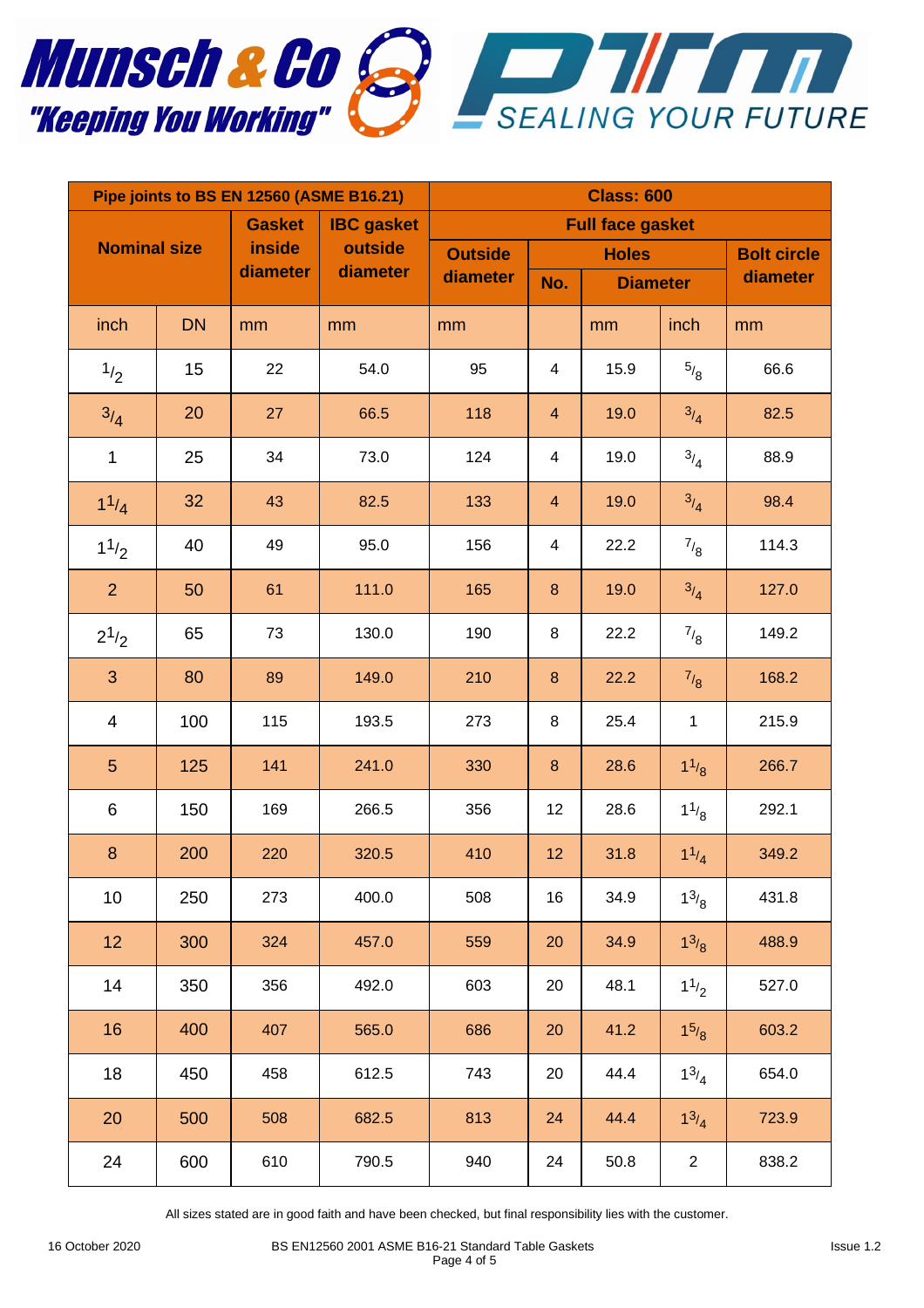Munsch & Co "Keeping You Working"

SEALING YOUR FUTURE

| Pipe joints to BS EN 12560 (ASME B16.21) | | | | Class: 600 | | | | |
|---|---|---|---|---|---|---|---|---|
| Nominal size | | Gasket inside diameter | IBC gasket outside diameter | Full face gasket | | | | |
| | | | | Outside diameter | Holes | | | Bolt circle diameter |
| | | | | | No. | Diameter | | |
| inch | DN | mm | mm | mm | | mm | inch | mm |
| 1/2 | 15 | 22 | 54.0 | 95 | 4 | 15.9 | 5/8 | 66.6 |
| 3/4 | 20 | 27 | 66.5 | 118 | 4 | 19.0 | 3/4 | 82.5 |
| 1 | 25 | 34 | 73.0 | 124 | 4 | 19.0 | 3/4 | 88.9 |
| 1 1/4 | 32 | 43 | 82.5 | 133 | 4 | 19.0 | 3/4 | 98.4 |
| 1 1/2 | 40 | 49 | 95.0 | 156 | 4 | 22.2 | 7/8 | 114.3 |
| 2 | 50 | 61 | 111.0 | 165 | 8 | 19.0 | 3/4 | 127.0 |
| 2 1/2 | 65 | 73 | 130.0 | 190 | 8 | 22.2 | 7/8 | 149.2 |
| 3 | 80 | 89 | 149.0 | 210 | 8 | 22.2 | 7/8 | 168.2 |
| 4 | 100 | 115 | 193.5 | 273 | 8 | 25.4 | 1 | 215.9 |
| 5 | 125 | 141 | 241.0 | 330 | 8 | 28.6 | 1 1/8 | 266.7 |
| 6 | 150 | 169 | 266.5 | 356 | 12 | 28.6 | 1 1/8 | 292.1 |
| 8 | 200 | 220 | 320.5 | 410 | 12 | 31.8 | 1 1/4 | 349.2 |
| 10 | 250 | 273 | 400.0 | 508 | 16 | 34.9 | 1 3/8 | 431.8 |
| 12 | 300 | 324 | 457.0 | 559 | 20 | 34.9 | 1 3/8 | 488.9 |
| 14 | 350 | 356 | 492.0 | 603 | 20 | 48.1 | 1 1/2 | 527.0 |
| 16 | 400 | 407 | 565.0 | 686 | 20 | 41.2 | 1 5/8 | 603.2 |
| 18 | 450 | 458 | 612.5 | 743 | 20 | 44.4 | 1 3/4 | 654.0 |
| 20 | 500 | 508 | 682.5 | 813 | 24 | 44.4 | 1 3/4 | 723.9 |
| 24 | 600 | 610 | 790.5 | 940 | 24 | 50.8 | 2 | 838.2 |

All sizes stated are in good faith and have been checked, but final responsibility lies with the customer.

16 October 2020 BS EN12560 2001 ASME B16-21 Standard Table Gaskets Issue 1.2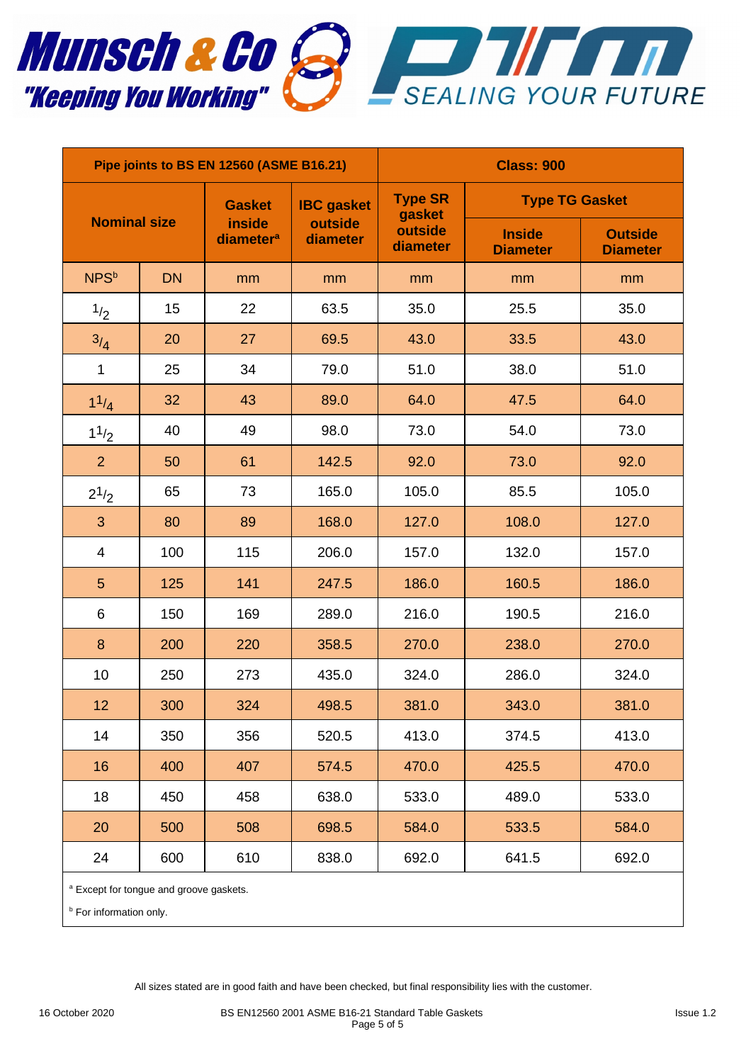| Pipe joints to BS EN 12560 (ASME B16.21) | | | | Class: 900 | | |
|---|---|---|---|---|---|---|
| Nominal size | | Gasket inside diameter[a] | IBC gasket outside diameter | Type SR gasket outside diameter | Type TG Gasket | |
| | | | | | Inside Diameter | Outside Diameter |
| NPS[b] | DN | mm | mm | mm | mm | mm |
| 1/2 | 15 | 22 | 63.5 | 35.0 | 25.5 | 35.0 |
| 3/4 | 20 | 27 | 69.5 | 43.0 | 33.5 | 43.0 |
| 1 | 25 | 34 | 79.0 | 51.0 | 38.0 | 51.0 |
| 1 1/4 | 32 | 43 | 89.0 | 64.0 | 47.5 | 64.0 |
| 1 1/2 | 40 | 49 | 98.0 | 73.0 | 54.0 | 73.0 |
| 2 | 50 | 61 | 142.5 | 92.0 | 73.0 | 92.0 |
| 2 1/2 | 65 | 73 | 165.0 | 105.0 | 85.5 | 105.0 |
| 3 | 80 | 89 | 168.0 | 127.0 | 108.0 | 127.0 |
| 4 | 100 | 115 | 206.0 | 157.0 | 132.0 | 157.0 |
| 5 | 125 | 141 | 247.5 | 186.0 | 160.5 | 186.0 |
| 6 | 150 | 169 | 289.0 | 216.0 | 190.5 | 216.0 |
| 8 | 200 | 220 | 358.5 | 270.0 | 238.0 | 270.0 |
| 10 | 250 | 273 | 435.0 | 324.0 | 286.0 | 324.0 |
| 12 | 300 | 324 | 498.5 | 381.0 | 343.0 | 381.0 |
| 14 | 350 | 356 | 520.5 | 413.0 | 374.5 | 413.0 |
| 16 | 400 | 407 | 574.5 | 470.0 | 425.5 | 470.0 |
| 18 | 450 | 458 | 638.0 | 533.0 | 489.0 | 533.0 |
| 20 | 500 | 508 | 698.5 | 584.0 | 533.5 | 584.0 |
| 24 | 600 | 610 | 838.0 | 692.0 | 641.5 | 692.0 |

[a] Except for tongue and groove gaskets.

[b] For information only.

All sizes stated are in good faith and have been checked, but final responsibility lies with the customer.